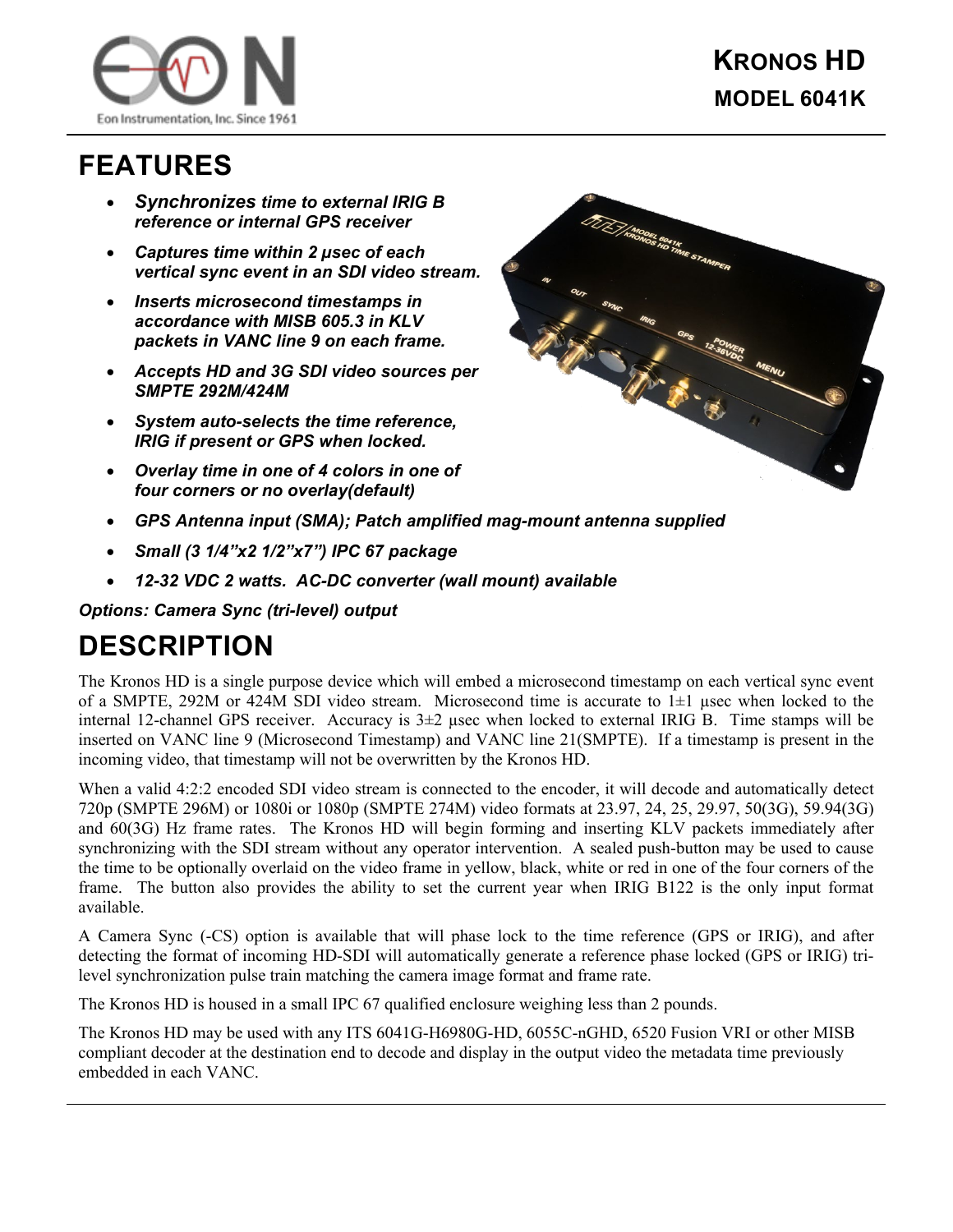# KRONOS HD

## MODEL 6041K

# FEATURES

- ***Synchronizes** time to external IRIG B reference or internal GPS receiver*
- ***Captures time within 2 µsec of each vertical sync event in an SDI video stream.***
- ***Inserts microsecond timestamps in accordance with MISB 605.3 in KLV packets in VANC line 9 on each frame.***
- ***Accepts HD and 3G SDI video sources per SMPTE 292M/424M***
- ***System auto-selects the time reference, IRIG if present or GPS when locked.***
- ***Overlay time in one of 4 colors in one of four corners or no overlay(default)***
- ***GPS Antenna input (SMA); Patch amplified mag-mount antenna supplied***
- ***Small (3 1/4"x2 1/2"x7") IPC 67 package***
- ***12-32 VDC 2 watts. AC-DC converter (wall mount) available***

***Options: Camera Sync (tri-level) output***

# DESCRIPTION

The Kronos HD is a single purpose device which will embed a microsecond timestamp on each vertical sync event of a SMPTE, 292M or 424M SDI video stream. Microsecond time is accurate to 1±1 µsec when locked to the internal 12-channel GPS receiver. Accuracy is 3±2 µsec when locked to external IRIG B. Time stamps will be inserted on VANC line 9 (Microsecond Timestamp) and VANC line 21(SMPTE). If a timestamp is present in the incoming video, that timestamp will not be overwritten by the Kronos HD.

When a valid 4:2:2 encoded SDI video stream is connected to the encoder, it will decode and automatically detect 720p (SMPTE 296M) or 1080i or 1080p (SMPTE 274M) video formats at 23.97, 24, 25, 29.97, 50(3G), 59.94(3G) and 60(3G) Hz frame rates. The Kronos HD will begin forming and inserting KLV packets immediately after synchronizing with the SDI stream without any operator intervention. A sealed push-button may be used to cause the time to be optionally overlaid on the video frame in yellow, black, white or red in one of the four corners of the frame. The button also provides the ability to set the current year when IRIG B122 is the only input format available.

A Camera Sync (-CS) option is available that will phase lock to the time reference (GPS or IRIG), and after detecting the format of incoming HD-SDI will automatically generate a reference phase locked (GPS or IRIG) tri-level synchronization pulse train matching the camera image format and frame rate.

The Kronos HD is housed in a small IPC 67 qualified enclosure weighing less than 2 pounds.

The Kronos HD may be used with any ITS 6041G-H6980G-HD, 6055C-nGHD, 6520 Fusion VRI or other MISB compliant decoder at the destination end to decode and display in the output video the metadata time previously embedded in each VANC.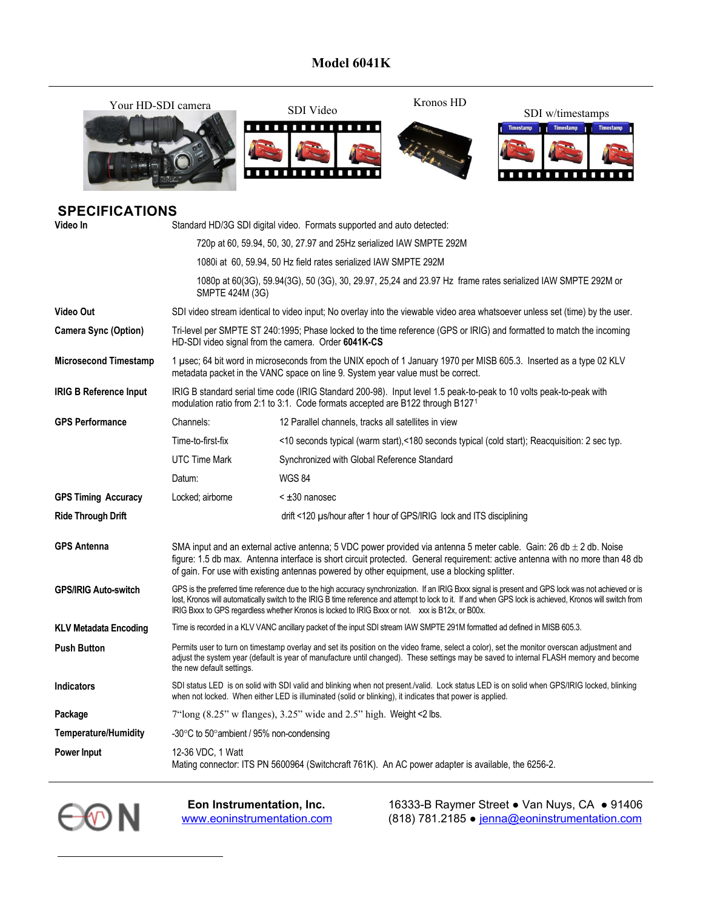# Model 6041K

Your HD-SDI camera

SDI Video

Kronos HD

SDI w/timestamps

## SPECIFICATIONS

| | | |
|---|---|---|
| **Video In** | Standard HD/3G SDI digital video. Formats supported and auto detected: | |
| | 720p at 60, 59.94, 50, 30, 27.97 and 25Hz serialized IAW SMPTE 292M | |
| | 1080i at 60, 59.94, 50 Hz field rates serialized IAW SMPTE 292M | |
| | 1080p at 60(3G), 59.94(3G), 50 (3G), 30, 29.97, 25,24 and 23.97 Hz frame rates serialized IAW SMPTE 292M or SMPTE 424M (3G) | |
| **Video Out** | SDI video stream identical to video input; No overlay into the viewable video area whatsoever unless set (time) by the user. | |
| **Camera Sync (Option)** | Tri-level per SMPTE ST 240:1995; Phase locked to the time reference (GPS or IRIG) and formatted to match the incoming HD-SDI video signal from the camera. Order **6041K-CS** | |
| **Microsecond Timestamp** | 1 µsec; 64 bit word in microseconds from the UNIX epoch of 1 January 1970 per MISB 605.3. Inserted as a type 02 KLV metadata packet in the VANC space on line 9. System year value must be correct. | |
| **IRIG B Reference Input** | IRIG B standard serial time code (IRIG Standard 200-98). Input level 1.5 peak-to-peak to 10 volts peak-to-peak with modulation ratio from 2:1 to 3:1. Code formats accepted are B122 through B127[1] | |
| **GPS Performance** | Channels: | 12 Parallel channels, tracks all satellites in view |
| | Time-to-first-fix | <10 seconds typical (warm start),<180 seconds typical (cold start); Reacquisition: 2 sec typ. |
| | UTC Time Mark | Synchronized with Global Reference Standard |
| | Datum: | WGS 84 |
| **GPS Timing Accuracy** | Locked; airborne | < ±30 nanosec |
| **Ride Through Drift** | | drift <120 µs/hour after 1 hour of GPS/IRIG lock and ITS disciplining |
| **GPS Antenna** | SMA input and an external active antenna; 5 VDC power provided via antenna 5 meter cable. Gain: 26 db ± 2 db. Noise figure: 1.5 db max. Antenna interface is short circuit protected. General requirement: active antenna with no more than 48 db of gain. For use with existing antennas powered by other equipment, use a blocking splitter. | |
| **GPS/IRIG Auto-switch** | GPS is the preferred time reference due to the high accuracy synchronization. If an IRIG Bxxx signal is present and GPS lock was not achieved or is lost, Kronos will automatically switch to the IRIG B time reference and attempt to lock to it. If and when GPS lock is achieved, Kronos will switch from IRIG Bxxx to GPS regardless whether Kronos is locked to IRIG Bxxx or not. xxx is B12x, or B00x. | |
| **KLV Metadata Encoding** | Time is recorded in a KLV VANC ancillary packet of the input SDI stream IAW SMPTE 291M formatted ad defined in MISB 605.3. | |
| **Push Button** | Permits user to turn on timestamp overlay and set its position on the video frame, select a color), set the monitor overscan adjustment and adjust the system year (default is year of manufacture until changed). These settings may be saved to internal FLASH memory and become the new default settings. | |
| **Indicators** | SDI status LED is on solid with SDI valid and blinking when not present./valid. Lock status LED is on solid when GPS/IRIG locked, blinking when not locked. When either LED is illuminated (solid or blinking), it indicates that power is applied. | |
| **Package** | 7"long (8.25" w flanges), 3.25" wide and 2.5" high. Weight <2 lbs. | |
| **Temperature/Humidity** | -30°C to 50°ambient / 95% non-condensing | |
| **Power Input** | 12-36 VDC, 1 Watt<br>Mating connector: ITS PN 5600964 (Switchcraft 761K). An AC power adapter is available, the 6256-2. | |

**Eon Instrumentation, Inc.**
www.eoninstrumentation.com

16333-B Raymer Street • Van Nuys, CA • 91406
(818) 781.2185 • jenna@eoninstrumentation.com